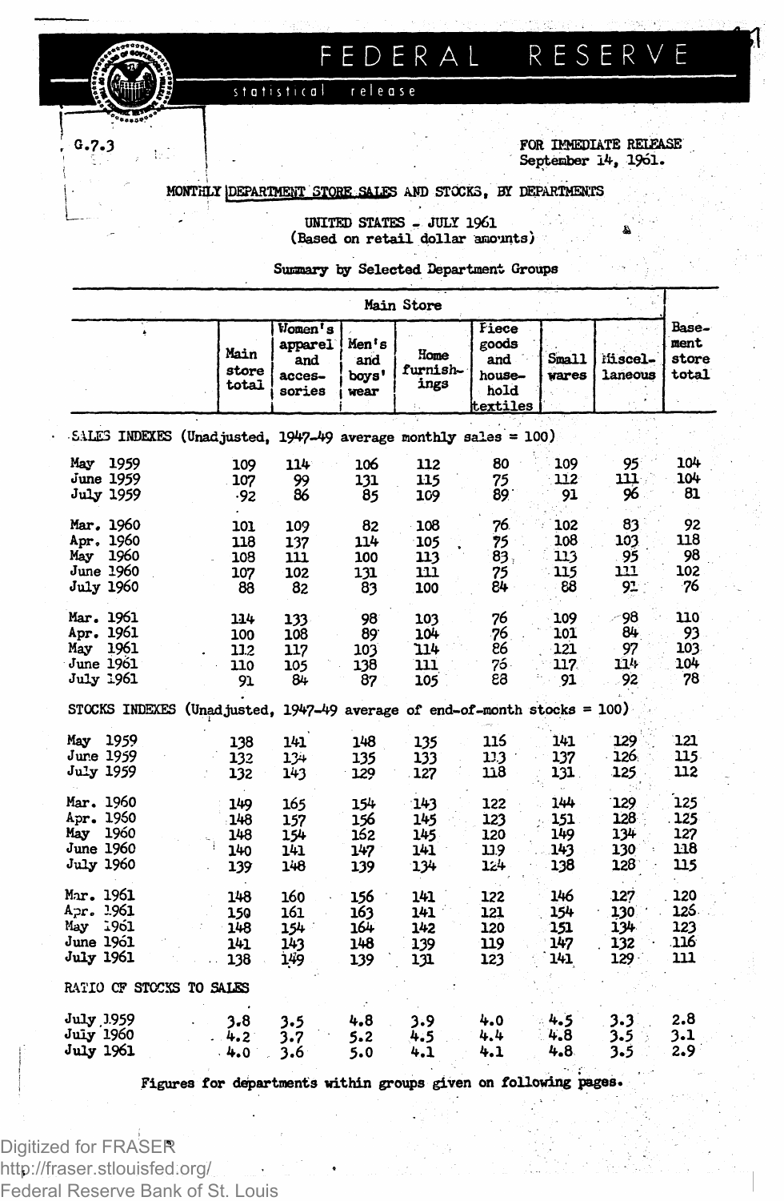# FEDERAL RESERVE

statistical release

G.7.3

FOR IMMEDIATE RELEASE
September 14, 1961.

## MONTHLY DEPARTMENT STORE SALES AND STOCKS, BY DEPARTMENTS

UNITED STATES - JULY 1961
(Based on retail dollar amounts)

Summary by Selected Department Groups

| | Main Store | | | | | | | Basement store total |
|---|---|---|---|---|---|---|---|---|
| | Main store total | Women's apparel and accessories | Men's and boys' wear | Home furnishings | Piece goods and household textiles | Small wares | Miscellaneous | |
| **SALES INDEXES (Unadjusted, 1947-49 average monthly sales = 100)** | | | | | | | | |
| May 1959 | 109 | 114 | 106 | 112 | 80 | 109 | 95 | 104 |
| June 1959 | 107 | 99 | 131 | 115 | 75 | 112 | 111 | 104 |
| July 1959 | 92 | 86 | 85 | 109 | 89 | 91 | 96 | 81 |
| Mar. 1960 | 101 | 109 | 82 | 108 | 76 | 102 | 83 | 92 |
| Apr. 1960 | 118 | 137 | 114 | 105 | 75 | 108 | 103 | 118 |
| May 1960 | 108 | 111 | 100 | 113 | 83 | 113 | 95 | 98 |
| June 1960 | 107 | 102 | 131 | 111 | 75 | 115 | 111 | 102 |
| July 1960 | 88 | 82 | 83 | 100 | 84 | 88 | 91 | 76 |
| Mar. 1961 | 114 | 133 | 98 | 103 | 76 | 109 | 98 | 110 |
| Apr. 1961 | 100 | 108 | 89 | 104 | 76 | 101 | 84 | 93 |
| May 1961 | 112 | 117 | 103 | 114 | 86 | 121 | 97 | 103 |
| June 1961 | 110 | 105 | 138 | 111 | 75 | 117 | 114 | 104 |
| July 1961 | 91 | 84 | 87 | 105 | 88 | 91 | 92 | 78 |
| **STOCKS INDEXES (Unadjusted, 1947-49 average of end-of-month stocks = 100)** | | | | | | | | |
| May 1959 | 138 | 141 | 148 | 135 | 116 | 141 | 129 | 121 |
| June 1959 | 132 | 134 | 135 | 133 | 113 | 137 | 126 | 115 |
| July 1959 | 132 | 143 | 129 | 127 | 118 | 131 | 125 | 112 |
| Mar. 1960 | 149 | 165 | 154 | 143 | 122 | 144 | 129 | 125 |
| Apr. 1960 | 148 | 157 | 156 | 145 | 123 | 151 | 128 | 125 |
| May 1960 | 148 | 154 | 162 | 145 | 120 | 149 | 134 | 127 |
| June 1960 | 140 | 141 | 147 | 141 | 119 | 143 | 130 | 118 |
| July 1960 | 139 | 148 | 139 | 134 | 124 | 138 | 128 | 115 |
| Mar. 1961 | 148 | 160 | 156 | 141 | 122 | 146 | 127 | 120 |
| Apr. 1961 | 150 | 161 | 163 | 141 | 121 | 154 | 130 | 126 |
| May 1961 | 148 | 154 | 164 | 142 | 120 | 151 | 134 | 123 |
| June 1961 | 141 | 143 | 148 | 139 | 119 | 147 | 132 | 116 |
| July 1961 | 138 | 149 | 139 | 131 | 123 | 141 | 129 | 111 |
| **RATIO OF STOCKS TO SALES** | | | | | | | | |
| July 1959 | 3.8 | 3.5 | 4.8 | 3.9 | 4.0 | 4.5 | 3.3 | 2.8 |
| July 1960 | 4.2 | 3.7 | 5.2 | 4.5 | 4.4 | 4.8 | 3.5 | 3.1 |
| July 1961 | 4.0 | 3.6 | 5.0 | 4.1 | 4.1 | 4.8 | 3.5 | 2.9 |

Figures for departments within groups given on following pages.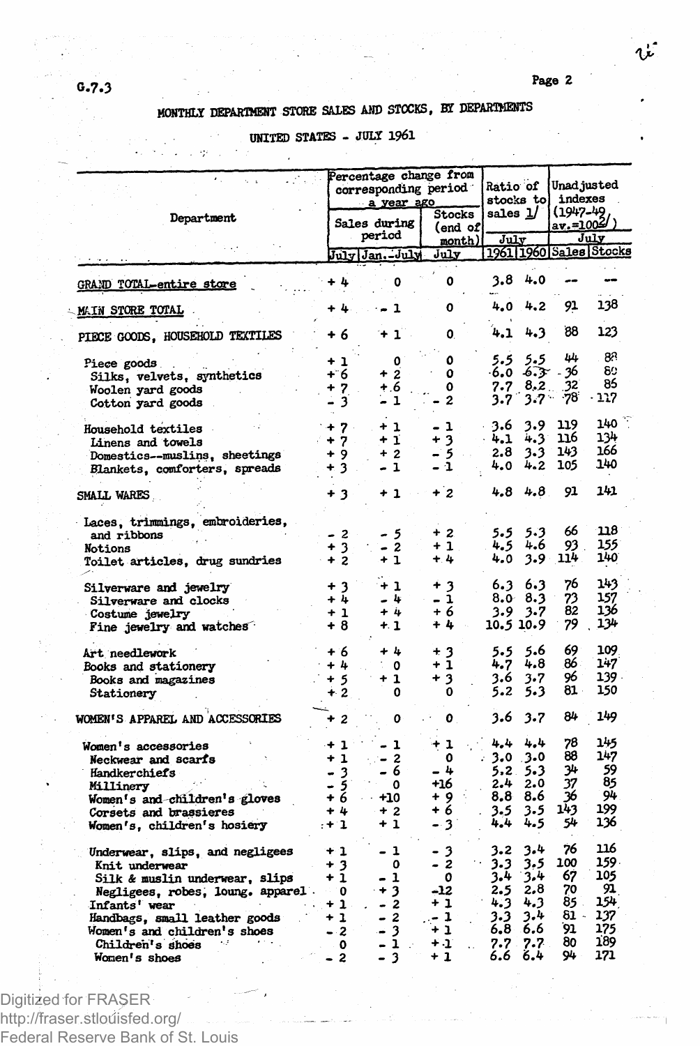G.7.3

## MONTHLY DEPARTMENT STORE SALES AND STOCKS, BY DEPARTMENTS

### UNITED STATES - JULY 1961

| Department | Percentage change from corresponding period a year ago | | | Ratio of stocks to sales 1/ | | Unadjusted indexes (1947-49 av.=100 2/) | |
|---|---|---|---|---|---|---|---|
| | Sales during period | | Stocks (end of month) | July | | July | |
| | July | Jan.-July | July | 1961 | 1960 | Sales | Stocks |
| GRAND TOTAL-entire store | + 4 | 0 | 0 | 3.8 | 4.0 | -- | -- |
| MAIN STORE TOTAL | + 4 | - 1 | 0 | 4.0 | 4.2 | 91 | 138 |
| PIECE GOODS, HOUSEHOLD TEXTILES | + 6 | + 1 | 0 | 4.1 | 4.3 | 88 | 123 |
| Piece goods | + 1 | 0 | 0 | 5.5 | 5.5 | 44 | 88 |
| Silks, velvets, synthetics | + 6 | + 2 | 0 | 6.0 | 6.3 | 36 | 80 |
| Woolen yard goods | + 7 | + 6 | 0 | 7.7 | 8.2 | 32 | 85 |
| Cotton yard goods | - 3 | - 1 | - 2 | 3.7 | 3.7 | 78 | 117 |
| Household textiles | + 7 | + 1 | - 1 | 3.6 | 3.9 | 119 | 140 |
| Linens and towels | + 7 | + 1 | + 3 | 4.1 | 4.3 | 116 | 134 |
| Domestics--muslins, sheetings | + 9 | + 2 | - 5 | 2.8 | 3.3 | 143 | 166 |
| Blankets, comforters, spreads | + 3 | - 1 | - 1 | 4.0 | 4.2 | 105 | 140 |
| SMALL WARES | + 3 | + 1 | + 2 | 4.8 | 4.8 | 91 | 141 |
| Laces, trimmings, embroideries, and ribbons | - 2 | - 5 | + 2 | 5.5 | 5.3 | 66 | 118 |
| Notions | + 3 | - 2 | + 1 | 4.5 | 4.6 | 93 | 155 |
| Toilet articles, drug sundries | + 2 | + 1 | + 4 | 4.0 | 3.9 | 114 | 140 |
| Silverware and jewelry | + 3 | + 1 | + 3 | 6.3 | 6.3 | 76 | 143 |
| Silverware and clocks | + 4 | - 4 | - 1 | 8.0 | 8.3 | 73 | 157 |
| Costume jewelry | + 1 | + 4 | + 6 | 3.9 | 3.7 | 82 | 136 |
| Fine jewelry and watches | + 8 | + 1 | + 4 | 10.5 | 10.9 | 79 | 134 |
| Art needlework | + 6 | + 4 | + 3 | 5.5 | 5.6 | 69 | 109 |
| Books and stationery | + 4 | 0 | + 1 | 4.7 | 4.8 | 86 | 147 |
| Books and magazines | + 5 | + 1 | + 3 | 3.6 | 3.7 | 96 | 139 |
| Stationery | + 2 | 0 | 0 | 5.2 | 5.3 | 81 | 150 |
| WOMEN'S APPAREL AND ACCESSORIES | + 2 | 0 | 0 | 3.6 | 3.7 | 84 | 149 |
| Women's accessories | + 1 | - 1 | + 1 | 4.4 | 4.4 | 78 | 145 |
| Neckwear and scarfs | + 1 | - 2 | 0 | 3.0 | 3.0 | 88 | 147 |
| Handkerchiefs | - 3 | - 6 | - 4 | 5.2 | 5.3 | 34 | 59 |
| Millinery | - 5 | 0 | +16 | 2.4 | 2.0 | 37 | 85 |
| Women's and children's gloves | + 6 | +10 | + 9 | 8.8 | 8.6 | 36 | 94 |
| Corsets and brassieres | + 4 | + 2 | + 6 | 3.5 | 3.5 | 143 | 199 |
| Women's, children's hosiery | + 1 | + 1 | - 3 | 4.4 | 4.5 | 54 | 136 |
| Underwear, slips, and negligees | + 1 | - 1 | - 3 | 3.2 | 3.4 | 76 | 116 |
| Knit underwear | + 3 | 0 | - 2 | 3.3 | 3.5 | 100 | 159 |
| Silk & muslin underwear, slips | + 1 | - 1 | 0 | 3.4 | 3.4 | 67 | 105 |
| Negligees, robes, loung. apparel | 0 | + 3 | -12 | 2.5 | 2.8 | 70 | 91 |
| Infants' wear | + 1 | - 2 | + 1 | 4.3 | 4.3 | 85 | 154 |
| Handbags, small leather goods | + 1 | - 2 | - 1 | 3.3 | 3.4 | 81 | 137 |
| Women's and children's shoes | - 2 | - 3 | + 1 | 6.8 | 6.6 | 91 | 175 |
| Children's shoes | 0 | - 1 | + 1 | 7.7 | 7.7 | 80 | 189 |
| Women's shoes | - 2 | - 3 | + 1 | 6.6 | 6.4 | 94 | 171 |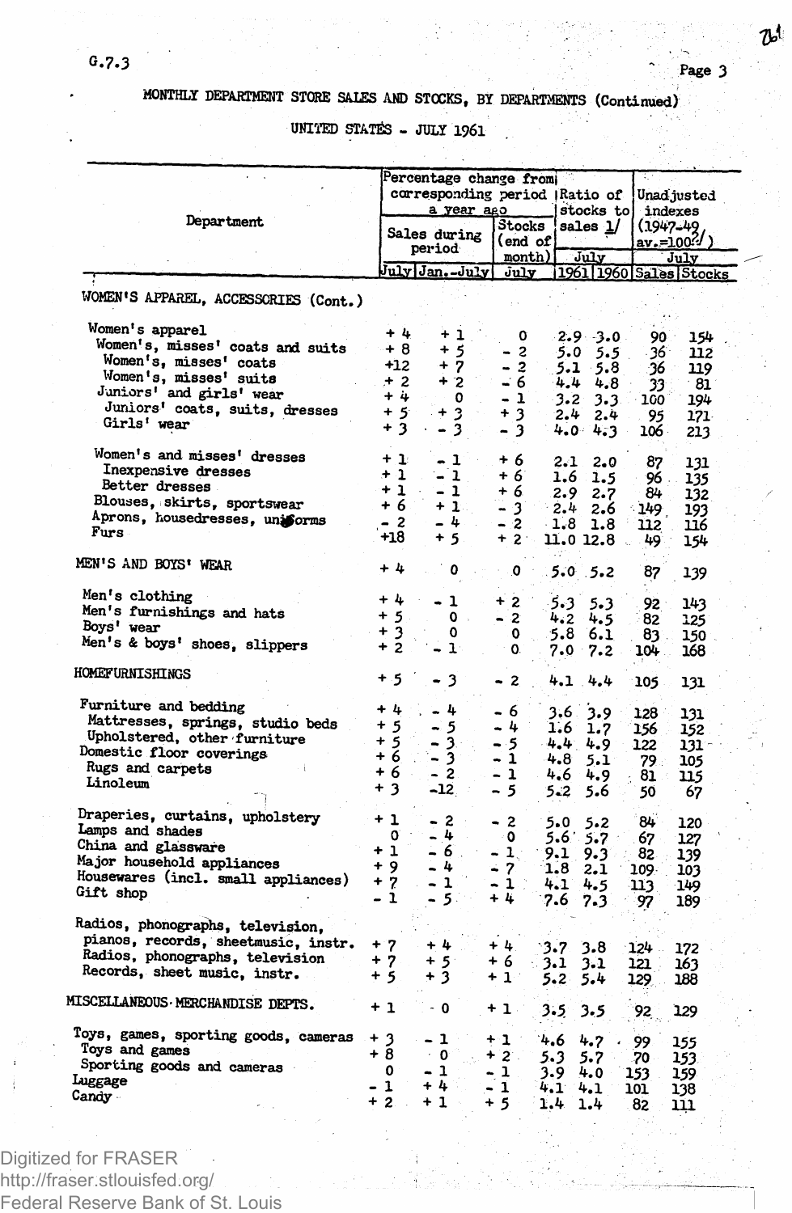G.7.3

## MONTHLY DEPARTMENT STORE SALES AND STOCKS, BY DEPARTMENTS (Continued)

### UNITED STATES - JULY 1961

| Department | Percentage change from corresponding period a year ago | | | Ratio of stocks to sales 1/ | | Unadjusted indexes (1947-49 av.=100 2/) | |
|---|---|---|---|---|---|---|---|
| | Sales during period | | Stocks (end of month) | July | | July | |
| | July | Jan.-July | July | 1961 | 1960 | Sales | Stocks |
| **WOMEN'S APPAREL, ACCESSORIES (Cont.)** | | | | | | | |
| Women's apparel | + 4 | + 1 | 0 | 2.9 | 3.0 | 90 | 154 |
| Women's, misses' coats and suits | + 8 | + 5 | - 2 | 5.0 | 5.5 | 36 | 112 |
| Women's, misses' coats | +12 | + 7 | - 2 | 5.1 | 5.8 | 36 | 119 |
| Women's, misses' suits | + 2 | + 2 | - 6 | 4.4 | 4.8 | 33 | 81 |
| Juniors' and girls' wear | + 4 | 0 | - 1 | 3.2 | 3.3 | 100 | 194 |
| Juniors' coats, suits, dresses | + 5 | + 3 | + 3 | 2.4 | 2.4 | 95 | 171 |
| Girls' wear | + 3 | - 3 | - 3 | 4.0 | 4.3 | 106 | 213 |
| Women's and misses' dresses | + 1 | - 1 | + 6 | 2.1 | 2.0 | 87 | 131 |
| Inexpensive dresses | + 1 | - 1 | + 6 | 1.6 | 1.5 | 96 | 135 |
| Better dresses | + 1 | - 1 | + 6 | 2.9 | 2.7 | 84 | 132 |
| Blouses, skirts, sportswear | + 6 | + 1 | - 3 | 2.4 | 2.6 | 149 | 193 |
| Aprons, housedresses, uniforms | - 2 | - 4 | - 2 | 1.8 | 1.8 | 112 | 116 |
| Furs | +18 | + 5 | + 2 | 11.0 | 12.8 | 49 | 154 |
| **MEN'S AND BOYS' WEAR** | + 4 | 0 | 0 | 5.0 | 5.2 | 87 | 139 |
| Men's clothing | + 4 | - 1 | + 2 | 5.3 | 5.3 | 92 | 143 |
| Men's furnishings and hats | + 5 | 0 | - 2 | 4.2 | 4.5 | 82 | 125 |
| Boys' wear | + 3 | 0 | 0 | 5.8 | 6.1 | 83 | 150 |
| Men's & boys' shoes, slippers | + 2 | - 1 | 0 | 7.0 | 7.2 | 104 | 168 |
| **HOMEFURNISHINGS** | + 5 | - 3 | - 2 | 4.1 | 4.4 | 105 | 131 |
| Furniture and bedding | + 4 | - 4 | - 6 | 3.6 | 3.9 | 128 | 131 |
| Mattresses, springs, studio beds | + 5 | - 5 | - 4 | 1.6 | 1.7 | 156 | 152 |
| Upholstered, other furniture | + 5 | - 3 | - 5 | 4.4 | 4.9 | 122 | 131 |
| Domestic floor coverings | + 6 | - 3 | - 1 | 4.8 | 5.1 | 79 | 105 |
| Rugs and carpets | + 6 | - 2 | - 1 | 4.6 | 4.9 | 81 | 115 |
| Linoleum | + 3 | -12 | - 5 | 5.2 | 5.6 | 50 | 67 |
| Draperies, curtains, upholstery | + 1 | - 2 | - 2 | 5.0 | 5.2 | 84 | 120 |
| Lamps and shades | 0 | - 4 | 0 | 5.6 | 5.7 | 67 | 127 |
| China and glassware | + 1 | - 6 | - 1 | 9.1 | 9.3 | 82 | 139 |
| Major household appliances | + 9 | - 4 | - 7 | 1.8 | 2.1 | 109 | 103 |
| Housewares (incl. small appliances) | + 7 | - 1 | - 1 | 4.1 | 4.5 | 113 | 149 |
| Gift shop | - 1 | - 5 | + 4 | 7.6 | 7.3 | 97 | 189 |
| Radios, phonographs, television, pianos, records, sheetmusic, instr. | + 7 | + 4 | + 4 | 3.7 | 3.8 | 124 | 172 |
| Radios, phonographs, television | + 7 | + 5 | + 6 | 3.1 | 3.1 | 121 | 163 |
| Records, sheet music, instr. | + 5 | + 3 | + 1 | 5.2 | 5.4 | 129 | 188 |
| **MISCELLANEOUS MERCHANDISE DEPTS.** | + 1 | 0 | + 1 | 3.5 | 3.5 | 92 | 129 |
| Toys, games, sporting goods, cameras | + 3 | - 1 | + 1 | 4.6 | 4.7 | 99 | 155 |
| Toys and games | + 8 | 0 | + 2 | 5.3 | 5.7 | 70 | 153 |
| Sporting goods and cameras | 0 | - 1 | - 1 | 3.9 | 4.0 | 153 | 159 |
| Luggage | - 1 | + 4 | - 1 | 4.1 | 4.1 | 101 | 138 |
| Candy | + 2 | + 1 | + 5 | 1.4 | 1.4 | 82 | 111 |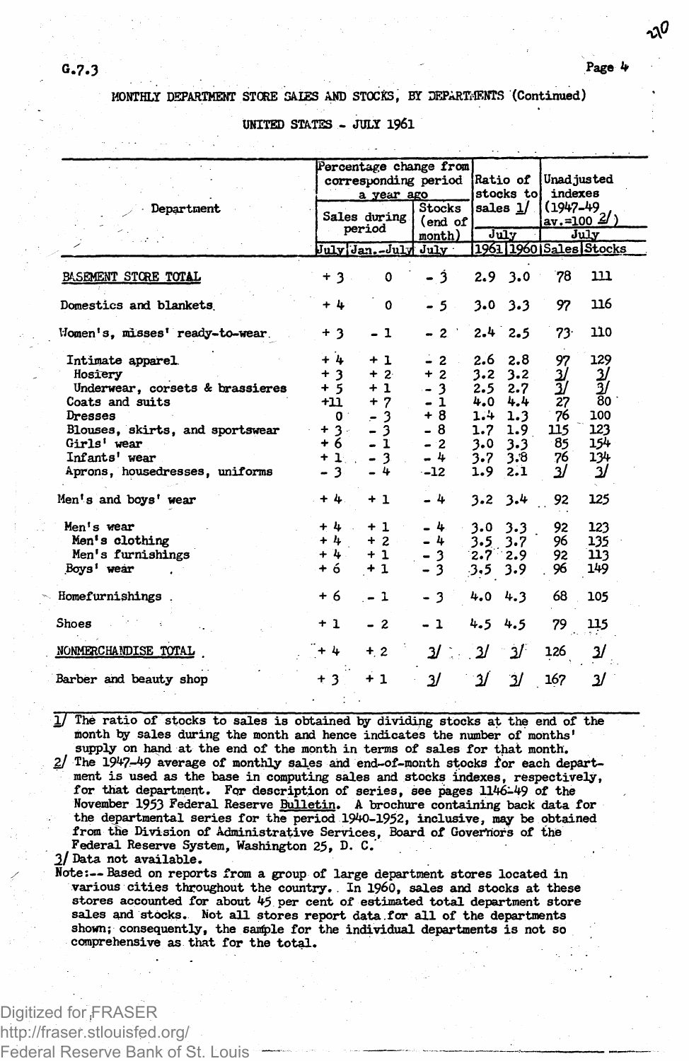G.7.3

MONTHLY DEPARTMENT STORE SALES AND STOCKS, BY DEPARTMENTS (Continued)

UNITED STATES - JULY 1961

| Department | Percentage change from corresponding period a year ago | | | Ratio of stocks to sales 1/ | | Unadjusted indexes (1947-49 av.=100 2/) | |
|---|---|---|---|---|---|---|---|
| | Sales during period | | Stocks (end of month) | July | | July | |
| | July | Jan.-July | July | 1961 | 1960 | Sales | Stocks |
| BASEMENT STORE TOTAL | + 3 | 0 | - 3 | 2.9 | 3.0 | 78 | 111 |
| Domestics and blankets | + 4 | 0 | - 5 | 3.0 | 3.3 | 97 | 116 |
| Women's, misses' ready-to-wear | + 3 | - 1 | - 2 | 2.4 | 2.5 | 73 | 110 |
| Intimate apparel | + 4 | + 1 | - 2 | 2.6 | 2.8 | 97 | 129 |
| Hosiery | + 3 | + 2 | + 2 | 3.2 | 3.2 | 3/ | 3/ |
| Underwear, corsets & brassieres | + 5 | + 1 | - 3 | 2.5 | 2.7 | 3/ | 3/ |
| Coats and suits | +11 | + 7 | - 1 | 4.0 | 4.4 | 27 | 80 |
| Dresses | 0 | - 3 | + 8 | 1.4 | 1.3 | 76 | 100 |
| Blouses, skirts, and sportswear | + 3 | - 3 | - 8 | 1.7 | 1.9 | 115 | 123 |
| Girls' wear | + 6 | - 1 | - 2 | 3.0 | 3.3 | 85 | 154 |
| Infants' wear | + 1 | - 3 | - 4 | 3.7 | 3.8 | 76 | 134 |
| Aprons, housedresses, uniforms | - 3 | - 4 | -12 | 1.9 | 2.1 | 3/ | 3/ |
| Men's and boys' wear | + 4 | + 1 | - 4 | 3.2 | 3.4 | 92 | 125 |
| Men's wear | + 4 | + 1 | - 4 | 3.0 | 3.3 | 92 | 123 |
| Men's clothing | + 4 | + 2 | - 4 | 3.5 | 3.7 | 96 | 135 |
| Men's furnishings | + 4 | + 1 | - 3 | 2.7 | 2.9 | 92 | 113 |
| Boys' wear | + 6 | + 1 | - 3 | 3.5 | 3.9 | 96 | 149 |
| Homefurnishings | + 6 | - 1 | - 3 | 4.0 | 4.3 | 68 | 105 |
| Shoes | + 1 | - 2 | - 1 | 4.5 | 4.5 | 79 | 115 |
| NONMERCHANDISE TOTAL | + 4 | + 2 | 3/ | 3/ | 3/ | 126 | 3/ |
| Barber and beauty shop | + 3 | + 1 | 3/ | 3/ | 3/ | 167 | 3/ |

1/ The ratio of stocks to sales is obtained by dividing stocks at the end of the month by sales during the month and hence indicates the number of months' supply on hand at the end of the month in terms of sales for that month.

2/ The 1947-49 average of monthly sales and end-of-month stocks for each department is used as the base in computing sales and stocks indexes, respectively, for that department. For description of series, see pages 1146-49 of the November 1953 Federal Reserve Bulletin. A brochure containing back data for the departmental series for the period 1940-1952, inclusive, may be obtained from the Division of Administrative Services, Board of Governors of the Federal Reserve System, Washington 25, D. C.

3/ Data not available.

Note:-- Based on reports from a group of large department stores located in various cities throughout the country. In 1960, sales and stocks at these stores accounted for about 45 per cent of estimated total department store sales and stocks. Not all stores report data for all of the departments shown; consequently, the sample for the individual departments is not so comprehensive as that for the total.